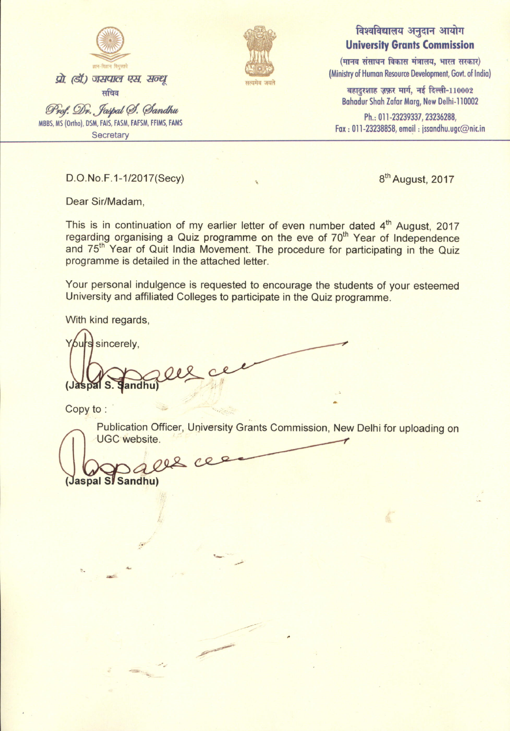ज्ञान-विज्ञान विमुक्तये

प्रो. (डॉ.) जसपाल एस. सन्धू

सचिव

Prof. Dr. Jaspal S. Sandhu

MBBS, MS (Ortho), DSM, FAIS, FASM, FAFSM, FFIMS, FAMS

Secretary

सत्यमेव जयते

**विश्वविद्यालय अनुदान आयोग**

**University Grants Commission**

(मानव संसाधन विकास मंत्रालय, भारत सरकार)

(Ministry of Human Resource Development, Govt. of India)

बहादुरशाह ज़फ़र मार्ग, नई दिल्ली-110002

Bahadur Shah Zafar Marg, New Delhi-110002

Ph.: 011-23239337, 23236288,

Fax : 011-23238858, email : jssandhu.ugc@nic.in

---

D.O.No.F.1-1/2017(Secy)

8th August, 2017

Dear Sir/Madam,

This is in continuation of my earlier letter of even number dated 4th August, 2017 regarding organising a Quiz programme on the eve of 70th Year of Independence and 75th Year of Quit India Movement. The procedure for participating in the Quiz programme is detailed in the attached letter.

Your personal indulgence is requested to encourage the students of your esteemed University and affiliated Colleges to participate in the Quiz programme.

With kind regards,

Yours sincerely,

**(Jaspal S. Sandhu)**

Copy to :

Publication Officer, University Grants Commission, New Delhi for uploading on UGC website.

**(Jaspal S. Sandhu)**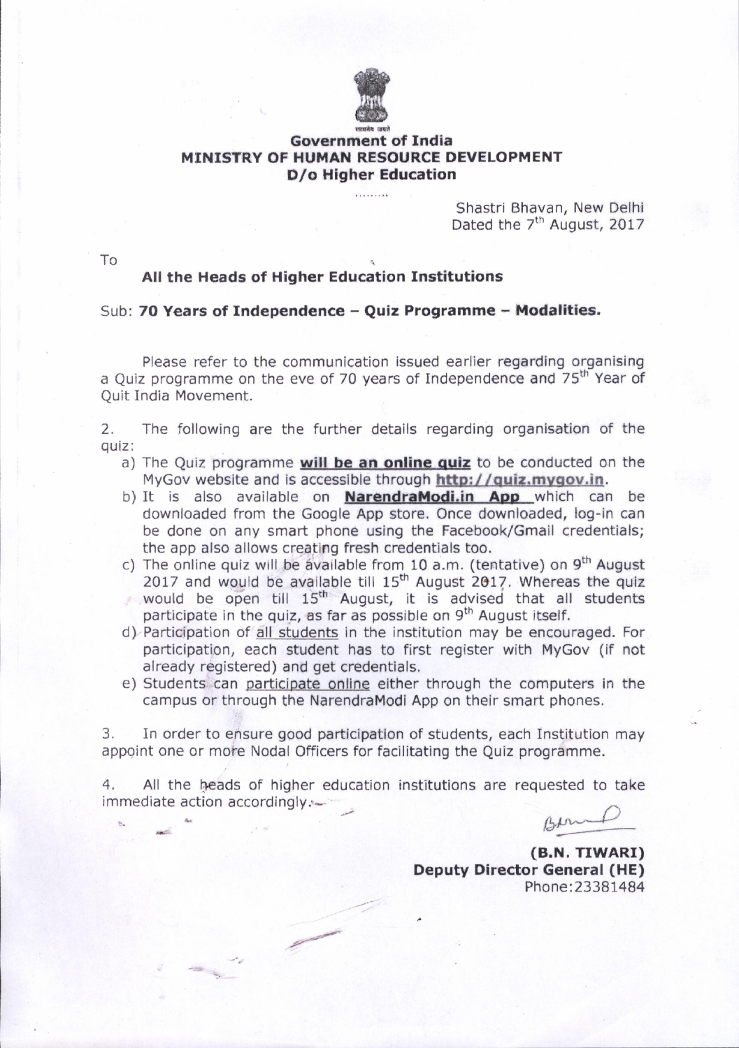सत्यमेव जयते

**Government of India**
**MINISTRY OF HUMAN RESOURCE DEVELOPMENT**
**D/o Higher Education**

.........

Shastri Bhavan, New Delhi
Dated the 7th August, 2017

To

**All the Heads of Higher Education Institutions**

Sub: **70 Years of Independence – Quiz Programme – Modalities.**

Please refer to the communication issued earlier regarding organising a Quiz programme on the eve of 70 years of Independence and 75th Year of Quit India Movement.

2. The following are the further details regarding organisation of the quiz:

a) The Quiz programme **will be an online quiz** to be conducted on the MyGov website and is accessible through **http://quiz.mygov.in**.

b) It is also available on **NarendraModi.in App** which can be downloaded from the Google App store. Once downloaded, log-in can be done on any smart phone using the Facebook/Gmail credentials; the app also allows creating fresh credentials too.

c) The online quiz will be available from 10 a.m. (tentative) on 9th August 2017 and would be available till 15th August 2017. Whereas the quiz would be open till 15th August, it is advised that all students participate in the quiz, as far as possible on 9th August itself.

d) Participation of all students in the institution may be encouraged. For participation, each student has to first register with MyGov (if not already registered) and get credentials.

e) Students can participate online either through the computers in the campus or through the NarendraModi App on their smart phones.

3. In order to ensure good participation of students, each Institution may appoint one or more Nodal Officers for facilitating the Quiz programme.

4. All the heads of higher education institutions are requested to take immediate action accordingly.

**(B.N. TIWARI)**
**Deputy Director General (HE)**
Phone:23381484